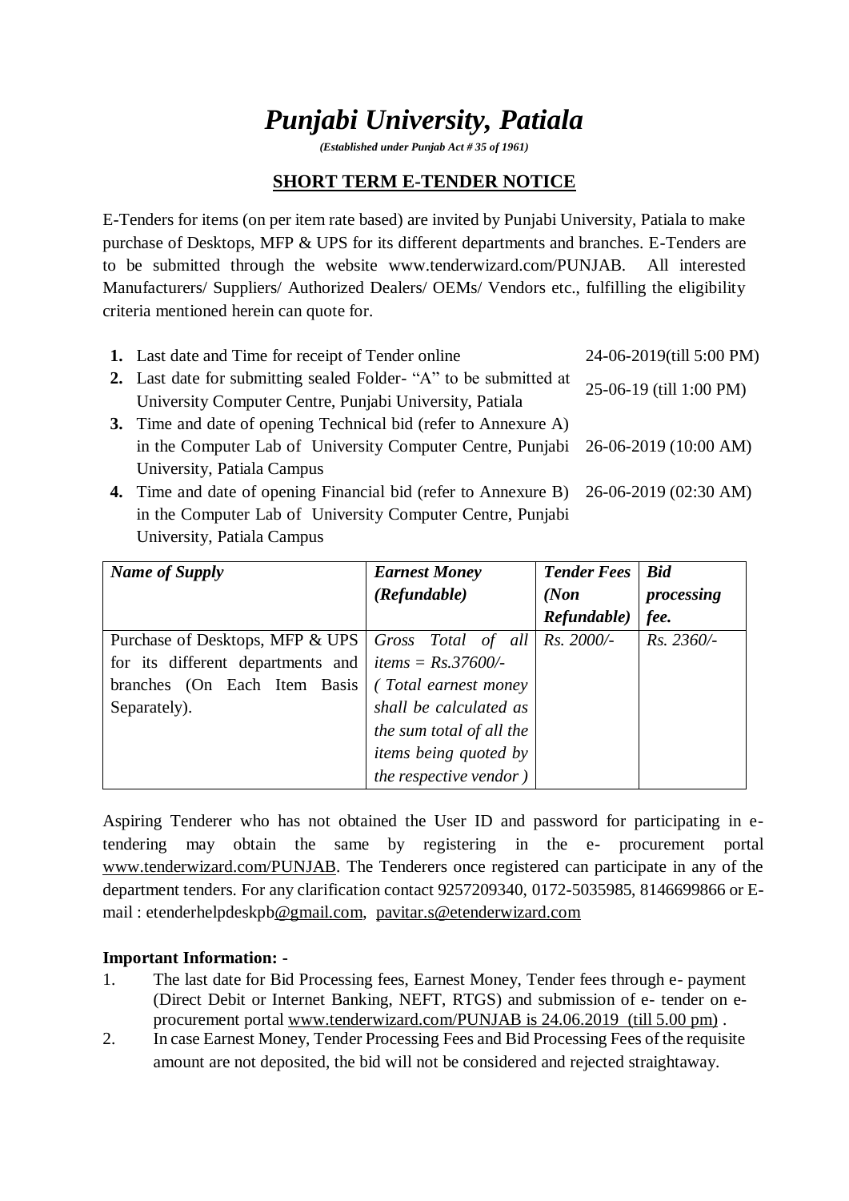# *Punjabi University, Patiala*

***(Established under Punjab Act # 35 of 1961)***

## SHORT TERM E-TENDER NOTICE

E-Tenders for items (on per item rate based) are invited by Punjabi University, Patiala to make purchase of Desktops, MFP & UPS for its different departments and branches. E-Tenders are to be submitted through the website www.tenderwizard.com/PUNJAB. All interested Manufacturers/ Suppliers/ Authorized Dealers/ OEMs/ Vendors etc., fulfilling the eligibility criteria mentioned herein can quote for.

1. Last date and Time for receipt of Tender online — 24-06-2019(till 5:00 PM)
2. Last date for submitting sealed Folder- "A" to be submitted at University Computer Centre, Punjabi University, Patiala — 25-06-19 (till 1:00 PM)
3. Time and date of opening Technical bid (refer to Annexure A) in the Computer Lab of University Computer Centre, Punjabi University, Patiala Campus — 26-06-2019 (10:00 AM)
4. Time and date of opening Financial bid (refer to Annexure B) in the Computer Lab of University Computer Centre, Punjabi University, Patiala Campus — 26-06-2019 (02:30 AM)

| *Name of Supply* | *Earnest Money (Refundable)* | *Tender Fees (Non Refundable)* | *Bid processing fee.* |
|---|---|---|---|
| Purchase of Desktops, MFP & UPS for its different departments and branches (On Each Item Basis Separately). | *Gross Total of all items = Rs.37600/- ( Total earnest money shall be calculated as the sum total of all the items being quoted by the respective vendor )* | *Rs. 2000/-* | *Rs. 2360/-* |

Aspiring Tenderer who has not obtained the User ID and password for participating in e-tendering may obtain the same by registering in the e- procurement portal www.tenderwizard.com/PUNJAB. The Tenderers once registered can participate in any of the department tenders. For any clarification contact 9257209340, 0172-5035985, 8146699866 or E-mail : etenderhelpdeskpb@gmail.com, pavitar.s@etenderwizard.com

**Important Information: -**

1. The last date for Bid Processing fees, Earnest Money, Tender fees through e- payment (Direct Debit or Internet Banking, NEFT, RTGS) and submission of e- tender on e-procurement portal www.tenderwizard.com/PUNJAB is 24.06.2019 (till 5.00 pm) .
2. In case Earnest Money, Tender Processing Fees and Bid Processing Fees of the requisite amount are not deposited, the bid will not be considered and rejected straightaway.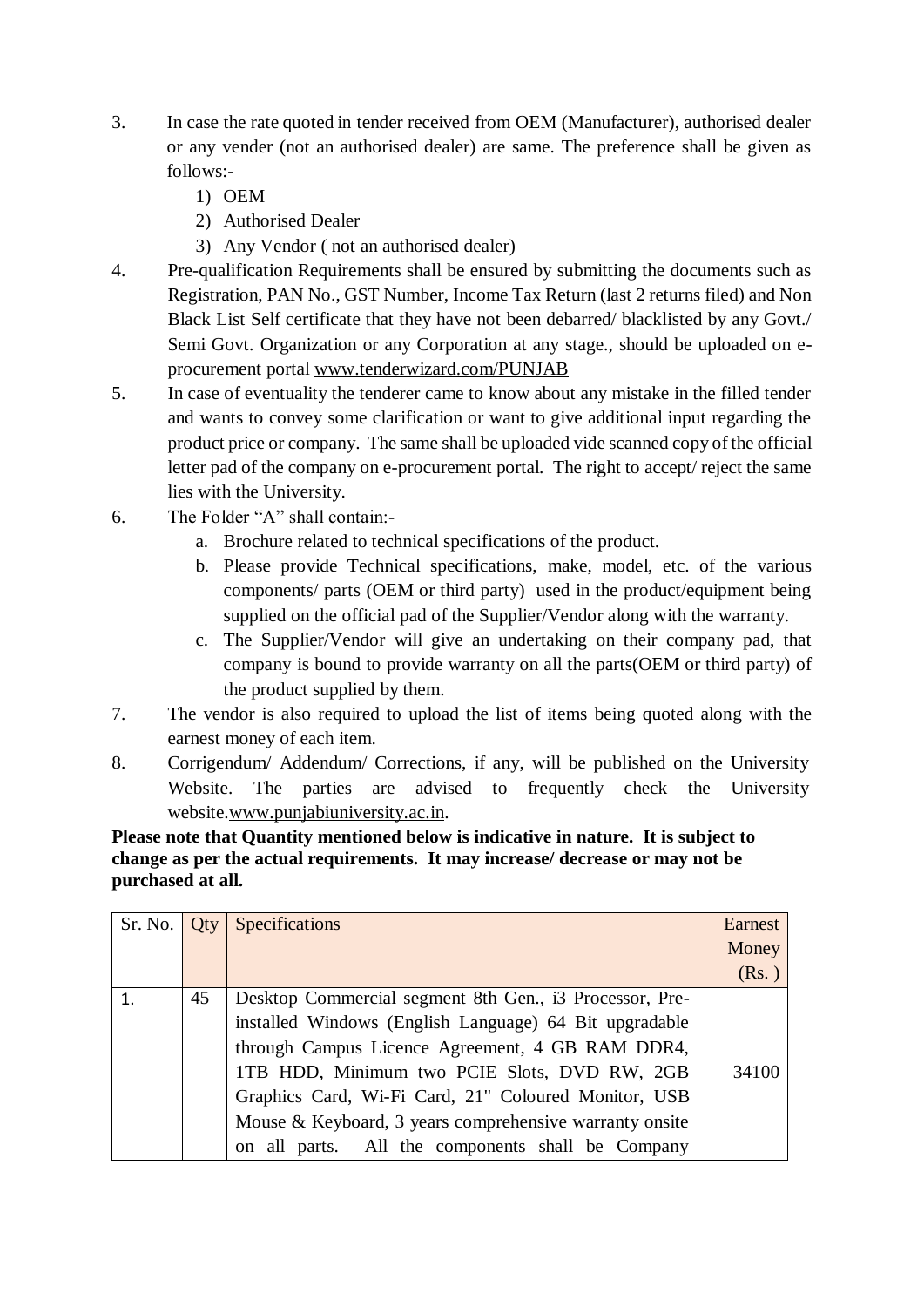3. In case the rate quoted in tender received from OEM (Manufacturer), authorised dealer or any vender (not an authorised dealer) are same. The preference shall be given as follows:-
    1) OEM
    2) Authorised Dealer
    3) Any Vendor ( not an authorised dealer)
4. Pre-qualification Requirements shall be ensured by submitting the documents such as Registration, PAN No., GST Number, Income Tax Return (last 2 returns filed) and Non Black List Self certificate that they have not been debarred/ blacklisted by any Govt./ Semi Govt. Organization or any Corporation at any stage., should be uploaded on e-procurement portal www.tenderwizard.com/PUNJAB
5. In case of eventuality the tenderer came to know about any mistake in the filled tender and wants to convey some clarification or want to give additional input regarding the product price or company. The same shall be uploaded vide scanned copy of the official letter pad of the company on e-procurement portal. The right to accept/ reject the same lies with the University.
6. The Folder "A" shall contain:-
    a. Brochure related to technical specifications of the product.
    b. Please provide Technical specifications, make, model, etc. of the various components/ parts (OEM or third party) used in the product/equipment being supplied on the official pad of the Supplier/Vendor along with the warranty.
    c. The Supplier/Vendor will give an undertaking on their company pad, that company is bound to provide warranty on all the parts(OEM or third party) of the product supplied by them.
7. The vendor is also required to upload the list of items being quoted along with the earnest money of each item.
8. Corrigendum/ Addendum/ Corrections, if any, will be published on the University Website. The parties are advised to frequently check the University website.www.punjabiuniversity.ac.in.

**Please note that Quantity mentioned below is indicative in nature. It is subject to change as per the actual requirements. It may increase/ decrease or may not be purchased at all.**

| Sr. No. | Qty | Specifications | Earnest Money (Rs. ) |
|---|---|---|---|
| 1. | 45 | Desktop Commercial segment 8th Gen., i3 Processor, Pre-installed Windows (English Language) 64 Bit upgradable through Campus Licence Agreement, 4 GB RAM DDR4, 1TB HDD, Minimum two PCIE Slots, DVD RW, 2GB Graphics Card, Wi-Fi Card, 21" Coloured Monitor, USB Mouse & Keyboard, 3 years comprehensive warranty onsite on all parts. All the components shall be Company | 34100 |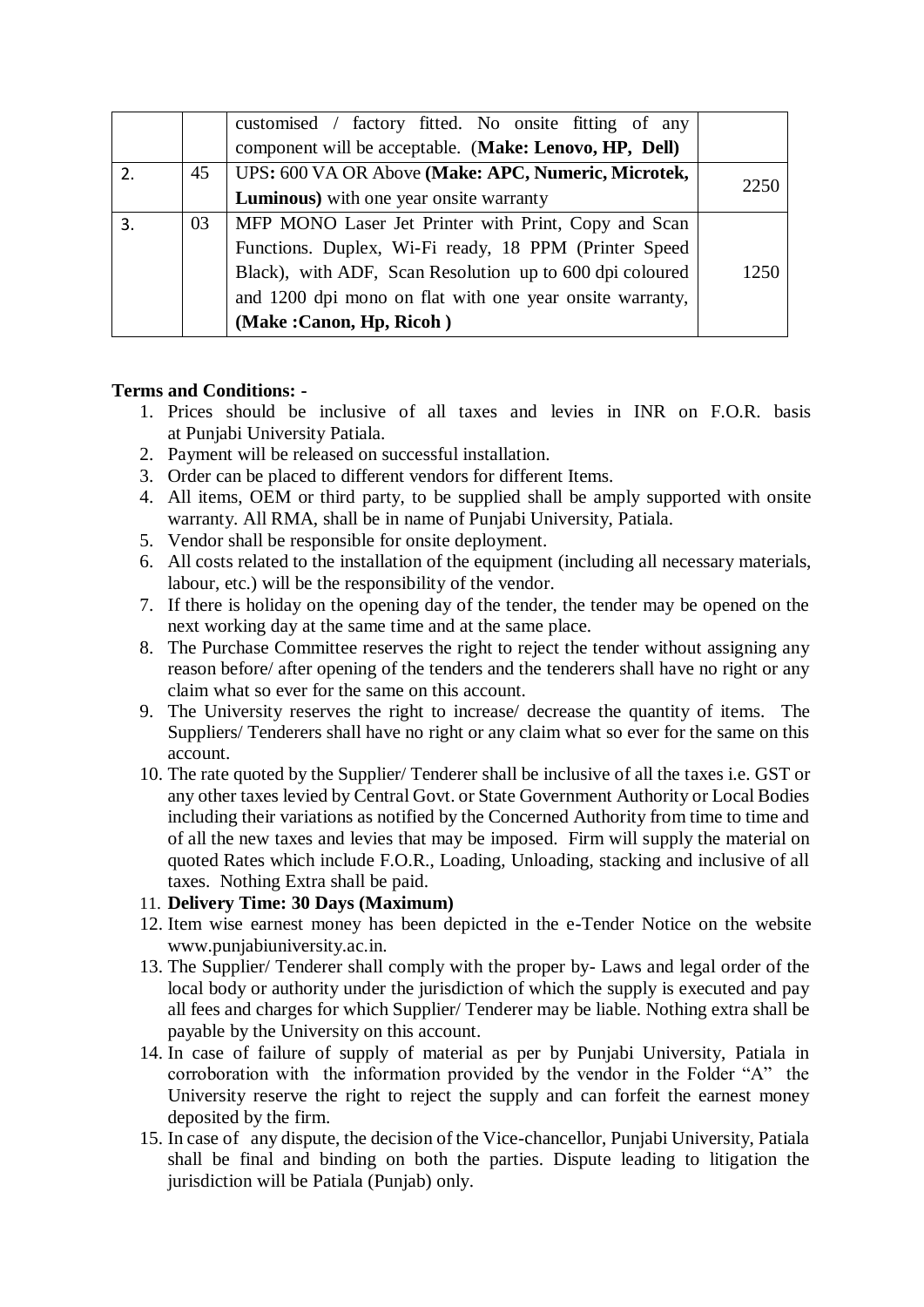|  |  | customised / factory fitted. No onsite fitting of any component will be acceptable. (**Make: Lenovo, HP, Dell**) |  |
|---|---|---|---|
| 2. | 45 | UPS**:** 600 VA OR Above **(Make: APC, Numeric, Microtek, Luminous)** with one year onsite warranty | 2250 |
| 3. | 03 | MFP MONO Laser Jet Printer with Print, Copy and Scan Functions. Duplex, Wi-Fi ready, 18 PPM (Printer Speed Black), with ADF, Scan Resolution up to 600 dpi coloured and 1200 dpi mono on flat with one year onsite warranty, **(Make :Canon, Hp, Ricoh )** | 1250 |

**Terms and Conditions: -**

1. Prices should be inclusive of all taxes and levies in INR on F.O.R. basis at Punjabi University Patiala.
2. Payment will be released on successful installation.
3. Order can be placed to different vendors for different Items.
4. All items, OEM or third party, to be supplied shall be amply supported with onsite warranty. All RMA, shall be in name of Punjabi University, Patiala.
5. Vendor shall be responsible for onsite deployment.
6. All costs related to the installation of the equipment (including all necessary materials, labour, etc.) will be the responsibility of the vendor.
7. If there is holiday on the opening day of the tender, the tender may be opened on the next working day at the same time and at the same place.
8. The Purchase Committee reserves the right to reject the tender without assigning any reason before/ after opening of the tenders and the tenderers shall have no right or any claim what so ever for the same on this account.
9. The University reserves the right to increase/ decrease the quantity of items. The Suppliers/ Tenderers shall have no right or any claim what so ever for the same on this account.
10. The rate quoted by the Supplier/ Tenderer shall be inclusive of all the taxes i.e. GST or any other taxes levied by Central Govt. or State Government Authority or Local Bodies including their variations as notified by the Concerned Authority from time to time and of all the new taxes and levies that may be imposed. Firm will supply the material on quoted Rates which include F.O.R., Loading, Unloading, stacking and inclusive of all taxes. Nothing Extra shall be paid.
11. **Delivery Time: 30 Days (Maximum)**
12. Item wise earnest money has been depicted in the e-Tender Notice on the website www.punjabiuniversity.ac.in.
13. The Supplier/ Tenderer shall comply with the proper by- Laws and legal order of the local body or authority under the jurisdiction of which the supply is executed and pay all fees and charges for which Supplier/ Tenderer may be liable. Nothing extra shall be payable by the University on this account.
14. In case of failure of supply of material as per by Punjabi University, Patiala in corroboration with the information provided by the vendor in the Folder "A" the University reserve the right to reject the supply and can forfeit the earnest money deposited by the firm.
15. In case of any dispute, the decision of the Vice-chancellor, Punjabi University, Patiala shall be final and binding on both the parties. Dispute leading to litigation the jurisdiction will be Patiala (Punjab) only.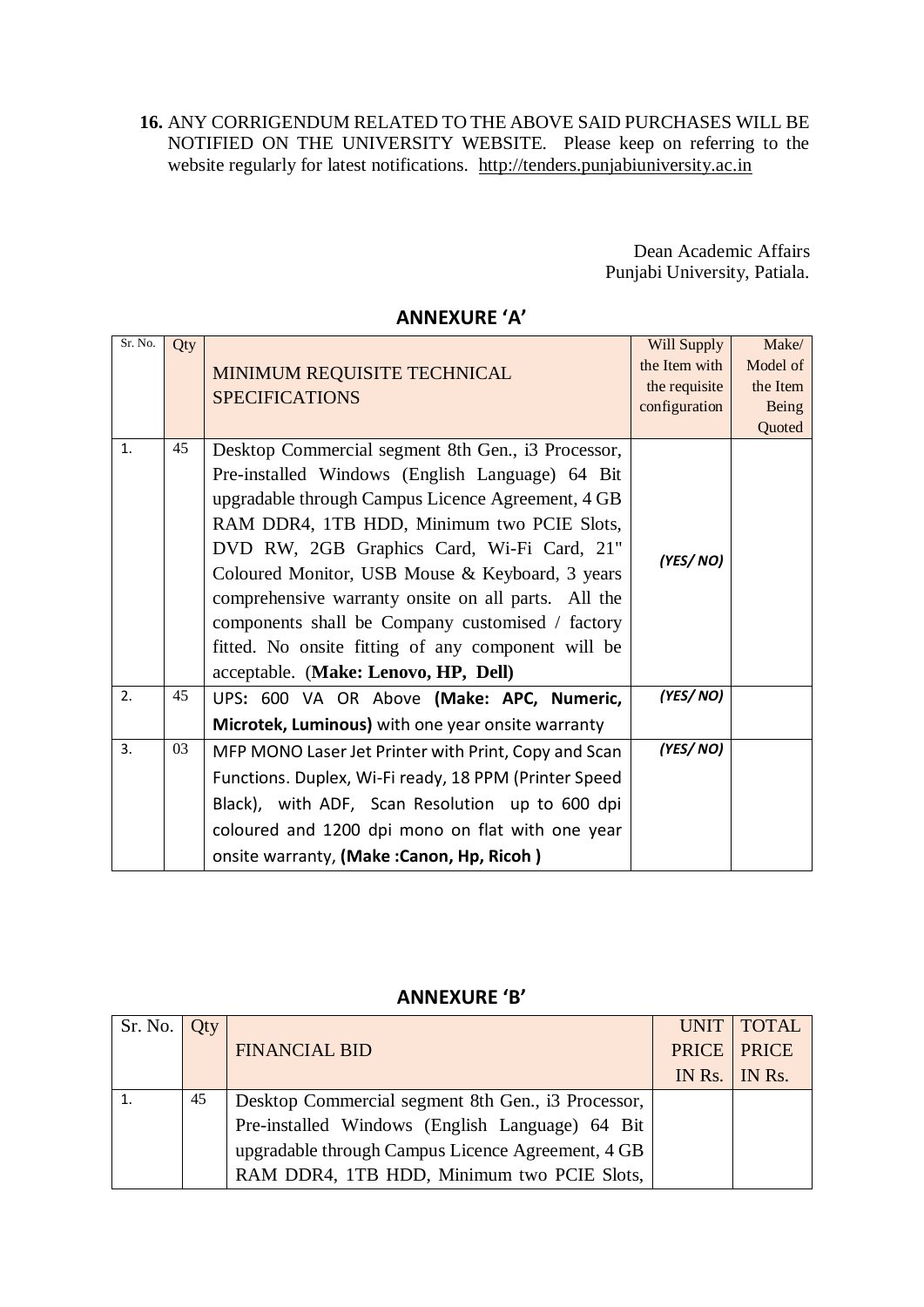**16.** ANY CORRIGENDUM RELATED TO THE ABOVE SAID PURCHASES WILL BE NOTIFIED ON THE UNIVERSITY WEBSITE. Please keep on referring to the website regularly for latest notifications. http://tenders.punjabiuniversity.ac.in

Dean Academic Affairs
Punjabi University, Patiala.

## ANNEXURE 'A'

| Sr. No. | Qty | MINIMUM REQUISITE TECHNICAL SPECIFICATIONS | Will Supply the Item with the requisite configuration | Make/ Model of the Item Being Quoted |
|---|---|---|---|---|
| 1. | 45 | Desktop Commercial segment 8th Gen., i3 Processor, Pre-installed Windows (English Language) 64 Bit upgradable through Campus Licence Agreement, 4 GB RAM DDR4, 1TB HDD, Minimum two PCIE Slots, DVD RW, 2GB Graphics Card, Wi-Fi Card, 21" Coloured Monitor, USB Mouse & Keyboard, 3 years comprehensive warranty onsite on all parts. All the components shall be Company customised / factory fitted. No onsite fitting of any component will be acceptable. (**Make: Lenovo, HP, Dell**) | ***(YES/ NO)*** | |
| 2. | 45 | UPS**:** 600 VA OR Above **(Make: APC, Numeric, Microtek, Luminous)** with one year onsite warranty | ***(YES/ NO)*** | |
| 3. | 03 | MFP MONO Laser Jet Printer with Print, Copy and Scan Functions. Duplex, Wi-Fi ready, 18 PPM (Printer Speed Black), with ADF, Scan Resolution up to 600 dpi coloured and 1200 dpi mono on flat with one year onsite warranty, **(Make :Canon, Hp, Ricoh )** | ***(YES/ NO)*** | |

## ANNEXURE 'B'

| Sr. No. | Qty | FINANCIAL BID | UNIT PRICE IN Rs. | TOTAL PRICE IN Rs. |
|---|---|---|---|---|
| 1. | 45 | Desktop Commercial segment 8th Gen., i3 Processor, Pre-installed Windows (English Language) 64 Bit upgradable through Campus Licence Agreement, 4 GB RAM DDR4, 1TB HDD, Minimum two PCIE Slots, | | |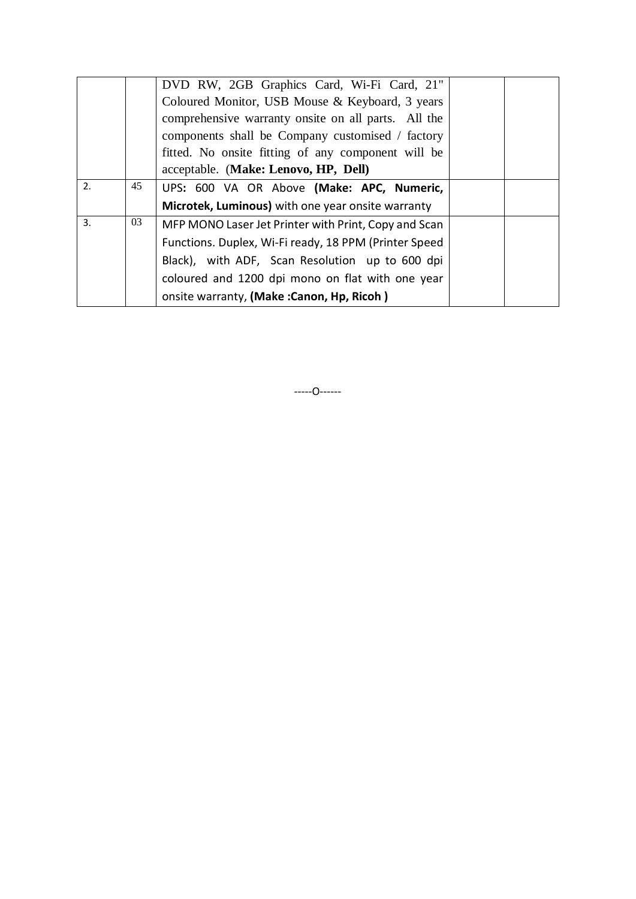| | | | | |
|---|---|---|---|---|
| | | DVD RW, 2GB Graphics Card, Wi-Fi Card, 21" Coloured Monitor, USB Mouse & Keyboard, 3 years comprehensive warranty onsite on all parts. All the components shall be Company customised / factory fitted. No onsite fitting of any component will be acceptable. (**Make: Lenovo, HP, Dell)** | | |
| 2. | 45 | UPS**:** 600 VA OR Above **(Make: APC, Numeric, Microtek, Luminous)** with one year onsite warranty | | |
| 3. | 03 | MFP MONO Laser Jet Printer with Print, Copy and Scan Functions. Duplex, Wi-Fi ready, 18 PPM (Printer Speed Black), with ADF, Scan Resolution up to 600 dpi coloured and 1200 dpi mono on flat with one year onsite warranty, **(Make :Canon, Hp, Ricoh )** | | |

-----O------